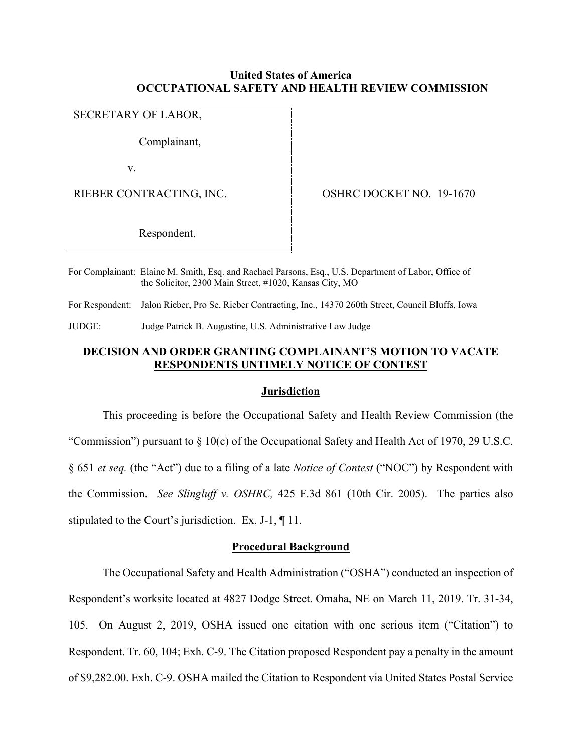**United States of America**
**OCCUPATIONAL SAFETY AND HEALTH REVIEW COMMISSION**

| | |
|---|---|
| SECRETARY OF LABOR,<br><br>Complainant,<br><br>v.<br><br>RIEBER CONTRACTING, INC.<br><br>Respondent. | OSHRC DOCKET NO. 19-1670 |

For Complainant: Elaine M. Smith, Esq. and Rachael Parsons, Esq., U.S. Department of Labor, Office of the Solicitor, 2300 Main Street, #1020, Kansas City, MO

For Respondent: Jalon Rieber, Pro Se, Rieber Contracting, Inc., 14370 260th Street, Council Bluffs, Iowa

JUDGE: Judge Patrick B. Augustine, U.S. Administrative Law Judge

## DECISION AND ORDER GRANTING COMPLAINANT'S MOTION TO VACATE RESPONDENTS UNTIMELY NOTICE OF CONTEST

### Jurisdiction

This proceeding is before the Occupational Safety and Health Review Commission (the "Commission") pursuant to § 10(c) of the Occupational Safety and Health Act of 1970, 29 U.S.C. § 651 *et seq.* (the "Act") due to a filing of a late *Notice of Contest* ("NOC") by Respondent with the Commission. *See Slingluff v. OSHRC,* 425 F.3d 861 (10th Cir. 2005). The parties also stipulated to the Court's jurisdiction. Ex. J-1, ¶ 11.

### Procedural Background

The Occupational Safety and Health Administration ("OSHA") conducted an inspection of Respondent's worksite located at 4827 Dodge Street. Omaha, NE on March 11, 2019. Tr. 31-34, 105. On August 2, 2019, OSHA issued one citation with one serious item ("Citation") to Respondent. Tr. 60, 104; Exh. C-9. The Citation proposed Respondent pay a penalty in the amount of $9,282.00. Exh. C-9. OSHA mailed the Citation to Respondent via United States Postal Service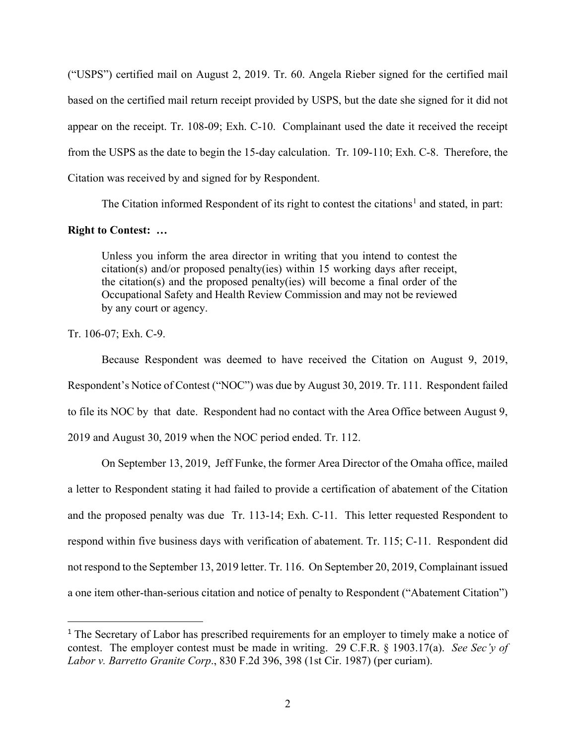("USPS") certified mail on August 2, 2019. Tr. 60. Angela Rieber signed for the certified mail based on the certified mail return receipt provided by USPS, but the date she signed for it did not appear on the receipt. Tr. 108-09; Exh. C-10. Complainant used the date it received the receipt from the USPS as the date to begin the 15-day calculation. Tr. 109-110; Exh. C-8. Therefore, the Citation was received by and signed for by Respondent.

The Citation informed Respondent of its right to contest the citations[1] and stated, in part:

**Right to Contest: …**

> Unless you inform the area director in writing that you intend to contest the citation(s) and/or proposed penalty(ies) within 15 working days after receipt, the citation(s) and the proposed penalty(ies) will become a final order of the Occupational Safety and Health Review Commission and may not be reviewed by any court or agency.

Tr. 106-07; Exh. C-9.

Because Respondent was deemed to have received the Citation on August 9, 2019, Respondent's Notice of Contest ("NOC") was due by August 30, 2019. Tr. 111. Respondent failed to file its NOC by that date. Respondent had no contact with the Area Office between August 9, 2019 and August 30, 2019 when the NOC period ended. Tr. 112.

On September 13, 2019, Jeff Funke, the former Area Director of the Omaha office, mailed a letter to Respondent stating it had failed to provide a certification of abatement of the Citation and the proposed penalty was due Tr. 113-14; Exh. C-11. This letter requested Respondent to respond within five business days with verification of abatement. Tr. 115; C-11. Respondent did not respond to the September 13, 2019 letter. Tr. 116. On September 20, 2019, Complainant issued a one item other-than-serious citation and notice of penalty to Respondent ("Abatement Citation")

---

[1] The Secretary of Labor has prescribed requirements for an employer to timely make a notice of contest. The employer contest must be made in writing. 29 C.F.R. § 1903.17(a). *See Sec'y of Labor v. Barretto Granite Corp*., 830 F.2d 396, 398 (1st Cir. 1987) (per curiam).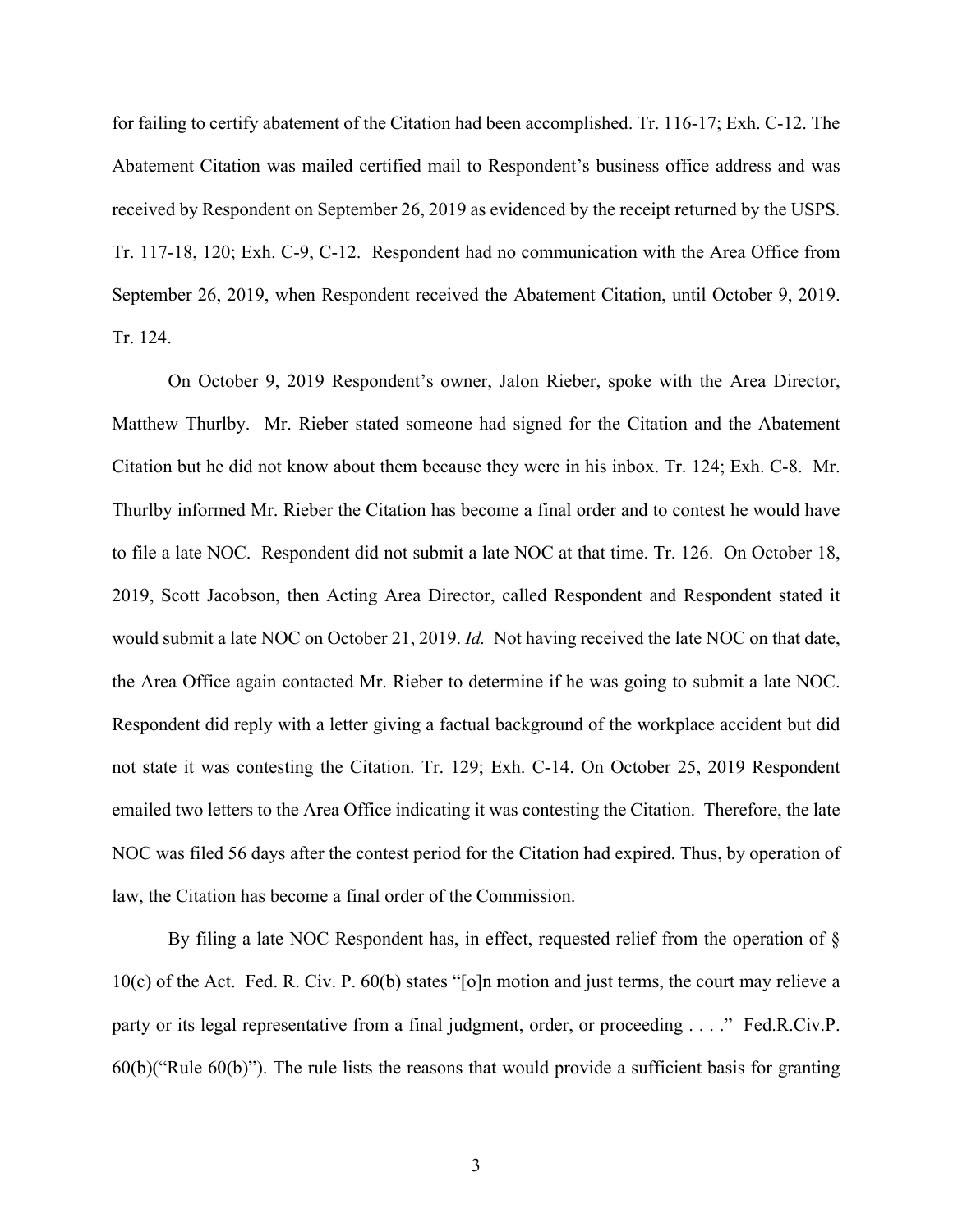for failing to certify abatement of the Citation had been accomplished. Tr. 116-17; Exh. C-12. The Abatement Citation was mailed certified mail to Respondent's business office address and was received by Respondent on September 26, 2019 as evidenced by the receipt returned by the USPS. Tr. 117-18, 120; Exh. C-9, C-12. Respondent had no communication with the Area Office from September 26, 2019, when Respondent received the Abatement Citation, until October 9, 2019. Tr. 124.

On October 9, 2019 Respondent's owner, Jalon Rieber, spoke with the Area Director, Matthew Thurlby. Mr. Rieber stated someone had signed for the Citation and the Abatement Citation but he did not know about them because they were in his inbox. Tr. 124; Exh. C-8. Mr. Thurlby informed Mr. Rieber the Citation has become a final order and to contest he would have to file a late NOC. Respondent did not submit a late NOC at that time. Tr. 126. On October 18, 2019, Scott Jacobson, then Acting Area Director, called Respondent and Respondent stated it would submit a late NOC on October 21, 2019. *Id.* Not having received the late NOC on that date, the Area Office again contacted Mr. Rieber to determine if he was going to submit a late NOC. Respondent did reply with a letter giving a factual background of the workplace accident but did not state it was contesting the Citation. Tr. 129; Exh. C-14. On October 25, 2019 Respondent emailed two letters to the Area Office indicating it was contesting the Citation. Therefore, the late NOC was filed 56 days after the contest period for the Citation had expired. Thus, by operation of law, the Citation has become a final order of the Commission.

By filing a late NOC Respondent has, in effect, requested relief from the operation of § 10(c) of the Act. Fed. R. Civ. P. 60(b) states "[o]n motion and just terms, the court may relieve a party or its legal representative from a final judgment, order, or proceeding . . . ." Fed.R.Civ.P. 60(b)("Rule 60(b)"). The rule lists the reasons that would provide a sufficient basis for granting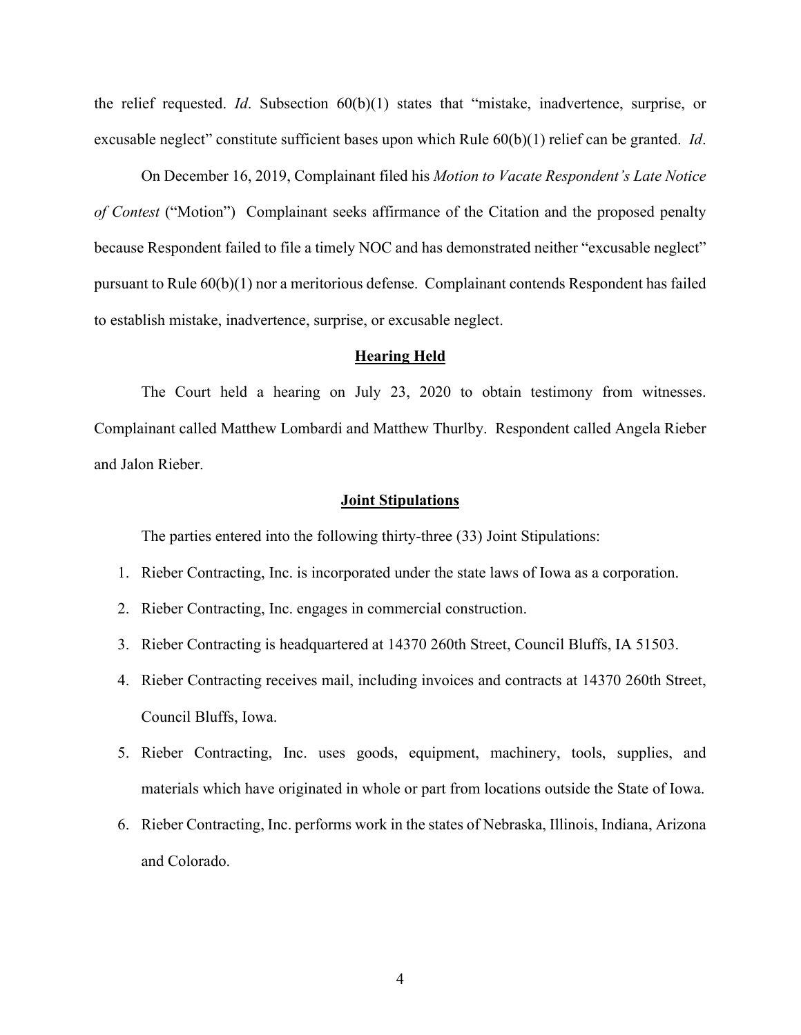the relief requested. *Id*. Subsection 60(b)(1) states that "mistake, inadvertence, surprise, or excusable neglect" constitute sufficient bases upon which Rule 60(b)(1) relief can be granted. *Id*.

On December 16, 2019, Complainant filed his *Motion to Vacate Respondent's Late Notice of Contest* ("Motion") Complainant seeks affirmance of the Citation and the proposed penalty because Respondent failed to file a timely NOC and has demonstrated neither "excusable neglect" pursuant to Rule 60(b)(1) nor a meritorious defense. Complainant contends Respondent has failed to establish mistake, inadvertence, surprise, or excusable neglect.

## Hearing Held

The Court held a hearing on July 23, 2020 to obtain testimony from witnesses. Complainant called Matthew Lombardi and Matthew Thurlby. Respondent called Angela Rieber and Jalon Rieber.

## Joint Stipulations

The parties entered into the following thirty-three (33) Joint Stipulations:

1. Rieber Contracting, Inc. is incorporated under the state laws of Iowa as a corporation.
2. Rieber Contracting, Inc. engages in commercial construction.
3. Rieber Contracting is headquartered at 14370 260th Street, Council Bluffs, IA 51503.
4. Rieber Contracting receives mail, including invoices and contracts at 14370 260th Street, Council Bluffs, Iowa.
5. Rieber Contracting, Inc. uses goods, equipment, machinery, tools, supplies, and materials which have originated in whole or part from locations outside the State of Iowa.
6. Rieber Contracting, Inc. performs work in the states of Nebraska, Illinois, Indiana, Arizona and Colorado.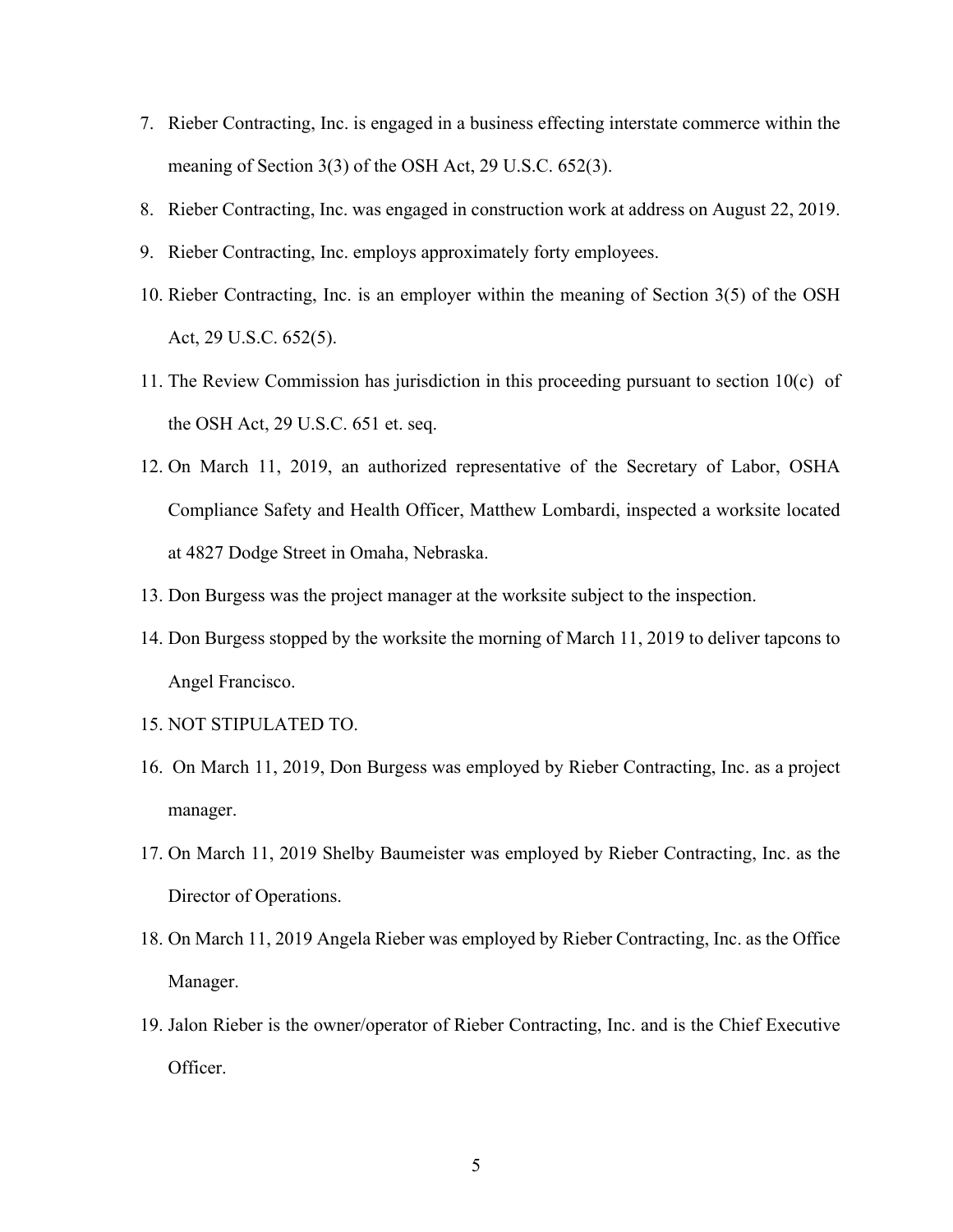7. Rieber Contracting, Inc. is engaged in a business effecting interstate commerce within the meaning of Section 3(3) of the OSH Act, 29 U.S.C. 652(3).
8. Rieber Contracting, Inc. was engaged in construction work at address on August 22, 2019.
9. Rieber Contracting, Inc. employs approximately forty employees.
10. Rieber Contracting, Inc. is an employer within the meaning of Section 3(5) of the OSH Act, 29 U.S.C. 652(5).
11. The Review Commission has jurisdiction in this proceeding pursuant to section 10(c) of the OSH Act, 29 U.S.C. 651 et. seq.
12. On March 11, 2019, an authorized representative of the Secretary of Labor, OSHA Compliance Safety and Health Officer, Matthew Lombardi, inspected a worksite located at 4827 Dodge Street in Omaha, Nebraska.
13. Don Burgess was the project manager at the worksite subject to the inspection.
14. Don Burgess stopped by the worksite the morning of March 11, 2019 to deliver tapcons to Angel Francisco.
15. NOT STIPULATED TO.
16. On March 11, 2019, Don Burgess was employed by Rieber Contracting, Inc. as a project manager.
17. On March 11, 2019 Shelby Baumeister was employed by Rieber Contracting, Inc. as the Director of Operations.
18. On March 11, 2019 Angela Rieber was employed by Rieber Contracting, Inc. as the Office Manager.
19. Jalon Rieber is the owner/operator of Rieber Contracting, Inc. and is the Chief Executive Officer.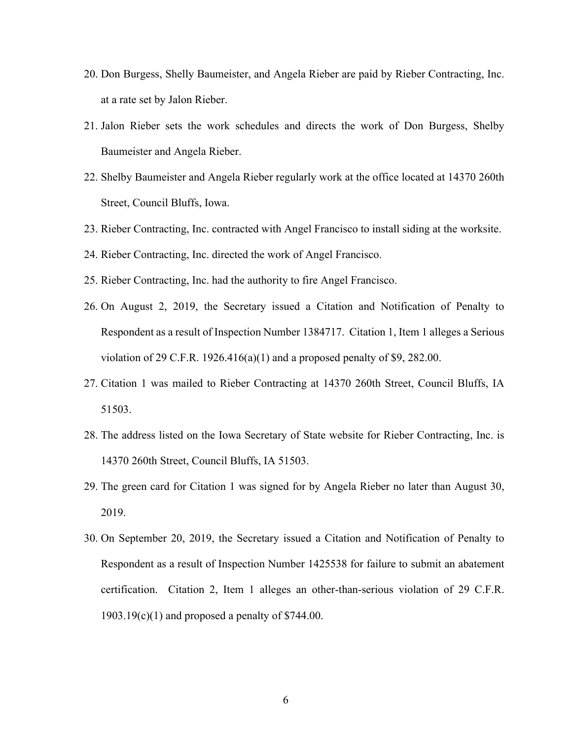20. Don Burgess, Shelly Baumeister, and Angela Rieber are paid by Rieber Contracting, Inc. at a rate set by Jalon Rieber.
21. Jalon Rieber sets the work schedules and directs the work of Don Burgess, Shelby Baumeister and Angela Rieber.
22. Shelby Baumeister and Angela Rieber regularly work at the office located at 14370 260th Street, Council Bluffs, Iowa.
23. Rieber Contracting, Inc. contracted with Angel Francisco to install siding at the worksite.
24. Rieber Contracting, Inc. directed the work of Angel Francisco.
25. Rieber Contracting, Inc. had the authority to fire Angel Francisco.
26. On August 2, 2019, the Secretary issued a Citation and Notification of Penalty to Respondent as a result of Inspection Number 1384717. Citation 1, Item 1 alleges a Serious violation of 29 C.F.R. 1926.416(a)(1) and a proposed penalty of $9, 282.00.
27. Citation 1 was mailed to Rieber Contracting at 14370 260th Street, Council Bluffs, IA 51503.
28. The address listed on the Iowa Secretary of State website for Rieber Contracting, Inc. is 14370 260th Street, Council Bluffs, IA 51503.
29. The green card for Citation 1 was signed for by Angela Rieber no later than August 30, 2019.
30. On September 20, 2019, the Secretary issued a Citation and Notification of Penalty to Respondent as a result of Inspection Number 1425538 for failure to submit an abatement certification. Citation 2, Item 1 alleges an other-than-serious violation of 29 C.F.R. 1903.19(c)(1) and proposed a penalty of $744.00.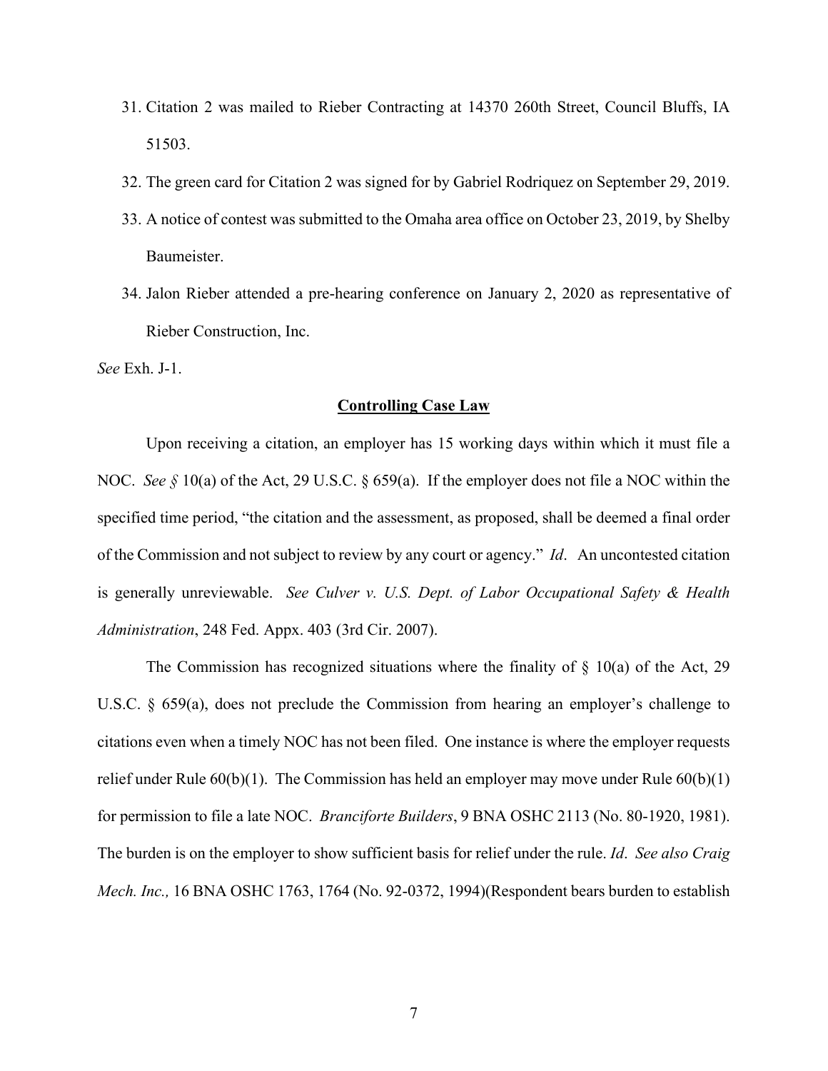31. Citation 2 was mailed to Rieber Contracting at 14370 260th Street, Council Bluffs, IA 51503.
32. The green card for Citation 2 was signed for by Gabriel Rodriquez on September 29, 2019.
33. A notice of contest was submitted to the Omaha area office on October 23, 2019, by Shelby Baumeister.
34. Jalon Rieber attended a pre-hearing conference on January 2, 2020 as representative of Rieber Construction, Inc.

*See* Exh. J-1.

**Controlling Case Law**

Upon receiving a citation, an employer has 15 working days within which it must file a NOC. *See §* 10(a) of the Act, 29 U.S.C. § 659(a). If the employer does not file a NOC within the specified time period, "the citation and the assessment, as proposed, shall be deemed a final order of the Commission and not subject to review by any court or agency." *Id*. An uncontested citation is generally unreviewable. *See Culver v. U.S. Dept. of Labor Occupational Safety & Health Administration*, 248 Fed. Appx. 403 (3rd Cir. 2007).

The Commission has recognized situations where the finality of § 10(a) of the Act, 29 U.S.C. § 659(a), does not preclude the Commission from hearing an employer's challenge to citations even when a timely NOC has not been filed. One instance is where the employer requests relief under Rule 60(b)(1). The Commission has held an employer may move under Rule 60(b)(1) for permission to file a late NOC. *Branciforte Builders*, 9 BNA OSHC 2113 (No. 80-1920, 1981). The burden is on the employer to show sufficient basis for relief under the rule. *Id*. *See also Craig Mech. Inc.,* 16 BNA OSHC 1763, 1764 (No. 92-0372, 1994)(Respondent bears burden to establish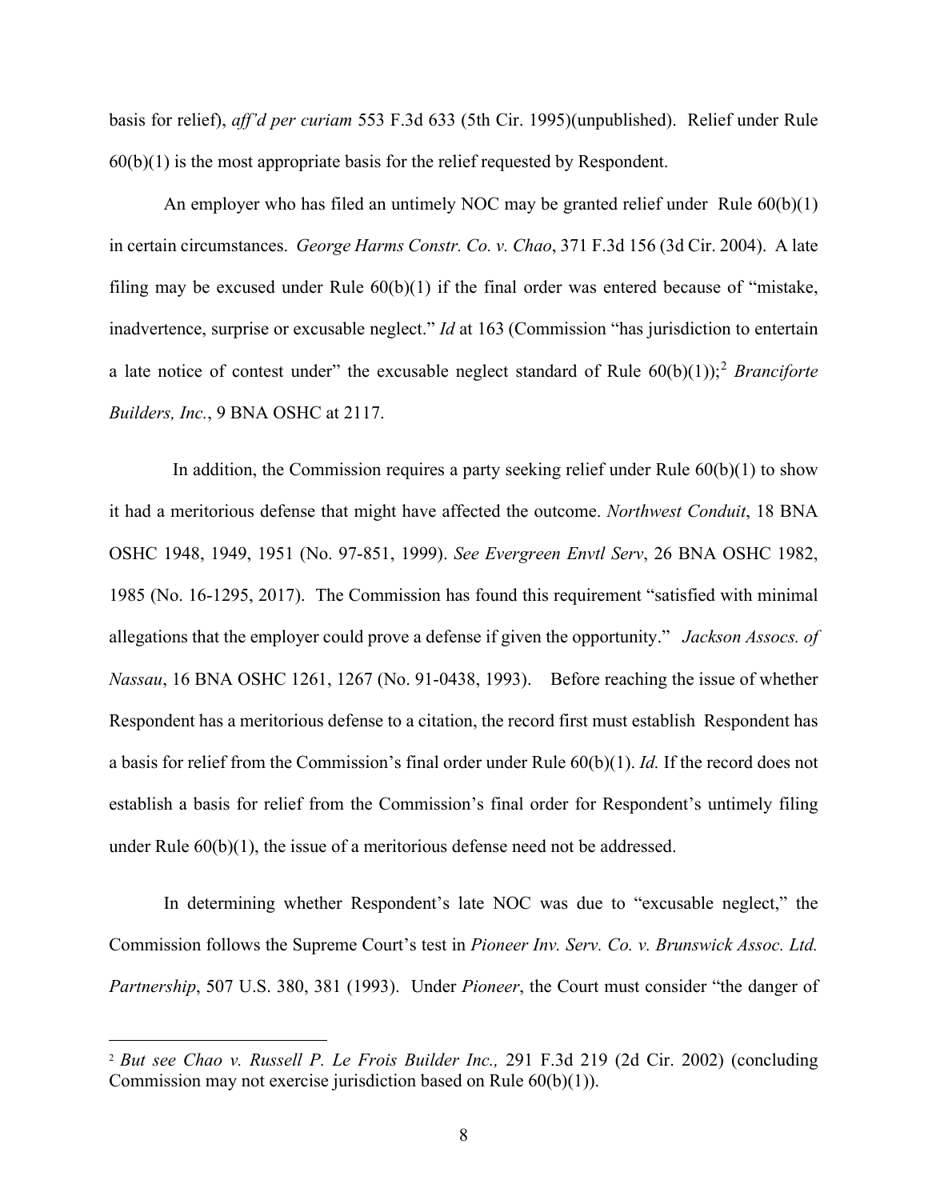basis for relief), *aff'd per curiam* 553 F.3d 633 (5th Cir. 1995)(unpublished). Relief under Rule 60(b)(1) is the most appropriate basis for the relief requested by Respondent.

An employer who has filed an untimely NOC may be granted relief under Rule 60(b)(1) in certain circumstances. *George Harms Constr. Co. v. Chao*, 371 F.3d 156 (3d Cir. 2004). A late filing may be excused under Rule 60(b)(1) if the final order was entered because of "mistake, inadvertence, surprise or excusable neglect." *Id* at 163 (Commission "has jurisdiction to entertain a late notice of contest under" the excusable neglect standard of Rule 60(b)(1));[2] *Branciforte Builders, Inc.*, 9 BNA OSHC at 2117.

In addition, the Commission requires a party seeking relief under Rule 60(b)(1) to show it had a meritorious defense that might have affected the outcome. *Northwest Conduit*, 18 BNA OSHC 1948, 1949, 1951 (No. 97-851, 1999). *See Evergreen Envtl Serv*, 26 BNA OSHC 1982, 1985 (No. 16-1295, 2017). The Commission has found this requirement "satisfied with minimal allegations that the employer could prove a defense if given the opportunity." *Jackson Assocs. of Nassau*, 16 BNA OSHC 1261, 1267 (No. 91-0438, 1993). Before reaching the issue of whether Respondent has a meritorious defense to a citation, the record first must establish Respondent has a basis for relief from the Commission's final order under Rule 60(b)(1). *Id.* If the record does not establish a basis for relief from the Commission's final order for Respondent's untimely filing under Rule 60(b)(1), the issue of a meritorious defense need not be addressed.

In determining whether Respondent's late NOC was due to "excusable neglect," the Commission follows the Supreme Court's test in *Pioneer Inv. Serv. Co. v. Brunswick Assoc. Ltd. Partnership*, 507 U.S. 380, 381 (1993). Under *Pioneer*, the Court must consider "the danger of

---

[2] *But see Chao v. Russell P. Le Frois Builder Inc.,* 291 F.3d 219 (2d Cir. 2002) (concluding Commission may not exercise jurisdiction based on Rule 60(b)(1)).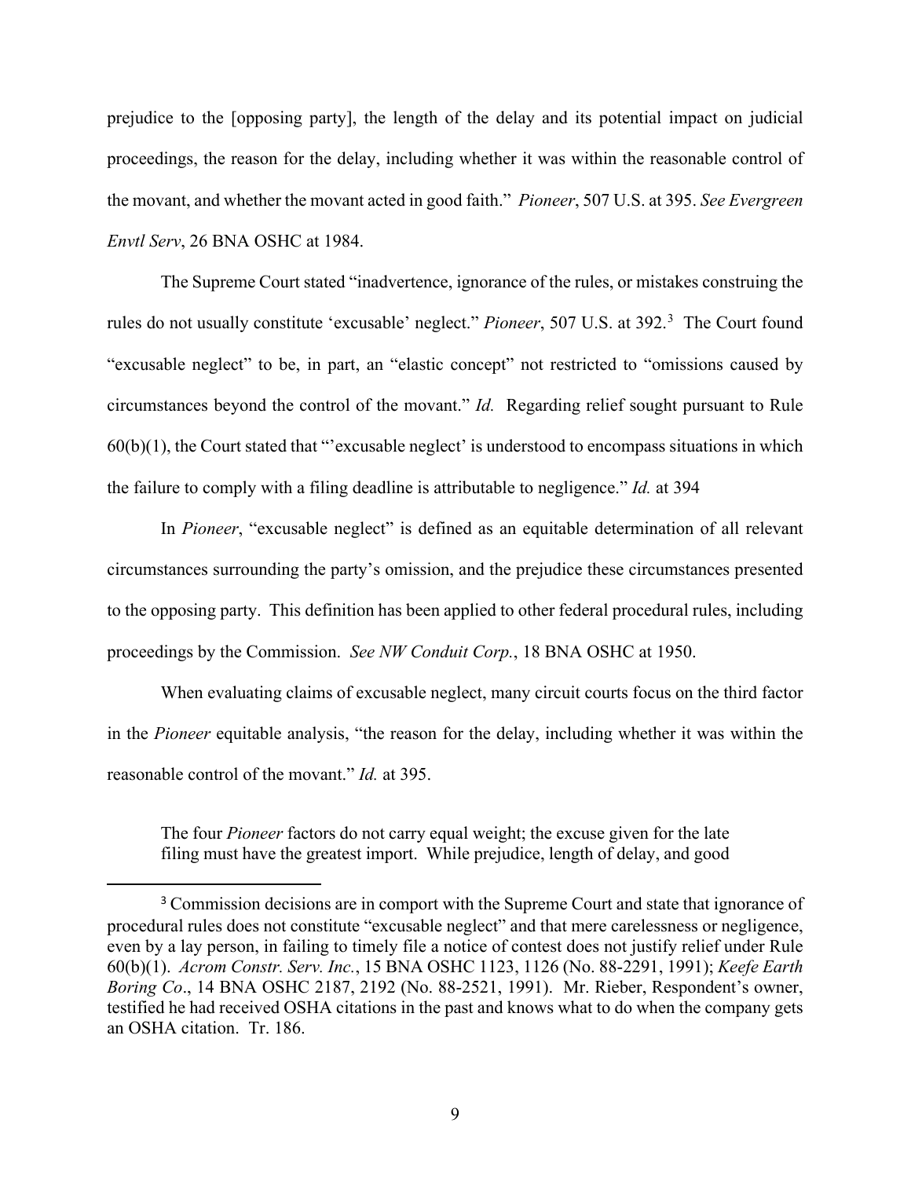prejudice to the [opposing party], the length of the delay and its potential impact on judicial proceedings, the reason for the delay, including whether it was within the reasonable control of the movant, and whether the movant acted in good faith." *Pioneer*, 507 U.S. at 395. *See Evergreen Envtl Serv*, 26 BNA OSHC at 1984.

The Supreme Court stated "inadvertence, ignorance of the rules, or mistakes construing the rules do not usually constitute 'excusable' neglect." *Pioneer*, 507 U.S. at 392.[3] The Court found "excusable neglect" to be, in part, an "elastic concept" not restricted to "omissions caused by circumstances beyond the control of the movant." *Id.* Regarding relief sought pursuant to Rule 60(b)(1), the Court stated that "'excusable neglect' is understood to encompass situations in which the failure to comply with a filing deadline is attributable to negligence." *Id.* at 394

In *Pioneer*, "excusable neglect" is defined as an equitable determination of all relevant circumstances surrounding the party's omission, and the prejudice these circumstances presented to the opposing party. This definition has been applied to other federal procedural rules, including proceedings by the Commission. *See NW Conduit Corp.*, 18 BNA OSHC at 1950.

When evaluating claims of excusable neglect, many circuit courts focus on the third factor in the *Pioneer* equitable analysis, "the reason for the delay, including whether it was within the reasonable control of the movant." *Id.* at 395.

> The four *Pioneer* factors do not carry equal weight; the excuse given for the late filing must have the greatest import. While prejudice, length of delay, and good

[3] Commission decisions are in comport with the Supreme Court and state that ignorance of procedural rules does not constitute "excusable neglect" and that mere carelessness or negligence, even by a lay person, in failing to timely file a notice of contest does not justify relief under Rule 60(b)(1). *Acrom Constr. Serv. Inc.*, 15 BNA OSHC 1123, 1126 (No. 88-2291, 1991); *Keefe Earth Boring Co*., 14 BNA OSHC 2187, 2192 (No. 88-2521, 1991). Mr. Rieber, Respondent's owner, testified he had received OSHA citations in the past and knows what to do when the company gets an OSHA citation. Tr. 186.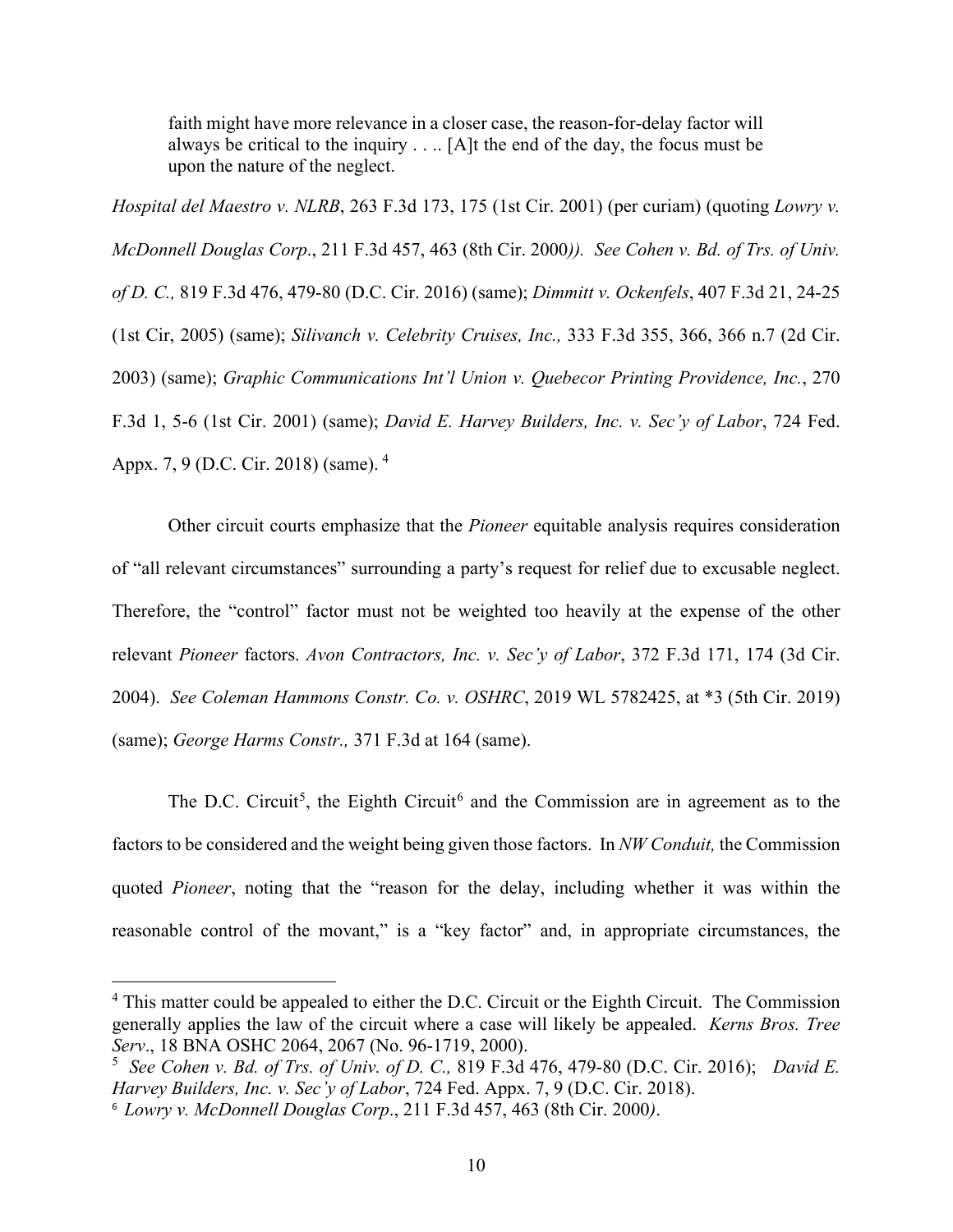> faith might have more relevance in a closer case, the reason-for-delay factor will always be critical to the inquiry . . .. [A]t the end of the day, the focus must be upon the nature of the neglect.

*Hospital del Maestro v. NLRB*, 263 F.3d 173, 175 (1st Cir. 2001) (per curiam) (quoting *Lowry v. McDonnell Douglas Corp*., 211 F.3d 457, 463 (8th Cir. 2000)). *See Cohen v. Bd. of Trs. of Univ. of D. C.,* 819 F.3d 476, 479-80 (D.C. Cir. 2016) (same); *Dimmitt v. Ockenfels*, 407 F.3d 21, 24-25 (1st Cir, 2005) (same); *Silivanch v. Celebrity Cruises, Inc.,* 333 F.3d 355, 366, 366 n.7 (2d Cir. 2003) (same); *Graphic Communications Int'l Union v. Quebecor Printing Providence, Inc.*, 270 F.3d 1, 5-6 (1st Cir. 2001) (same); *David E. Harvey Builders, Inc. v. Sec'y of Labor*, 724 Fed. Appx. 7, 9 (D.C. Cir. 2018) (same). [4]

Other circuit courts emphasize that the *Pioneer* equitable analysis requires consideration of "all relevant circumstances" surrounding a party's request for relief due to excusable neglect. Therefore, the "control" factor must not be weighted too heavily at the expense of the other relevant *Pioneer* factors. *Avon Contractors, Inc. v. Sec'y of Labor*, 372 F.3d 171, 174 (3d Cir. 2004). *See Coleman Hammons Constr. Co. v. OSHRC*, 2019 WL 5782425, at *3 (5th Cir. 2019) (same); *George Harms Constr.,* 371 F.3d at 164 (same).

The D.C. Circuit[5], the Eighth Circuit[6] and the Commission are in agreement as to the factors to be considered and the weight being given those factors. In *NW Conduit,* the Commission quoted *Pioneer*, noting that the "reason for the delay, including whether it was within the reasonable control of the movant," is a "key factor" and, in appropriate circumstances, the

---

[4] This matter could be appealed to either the D.C. Circuit or the Eighth Circuit. The Commission generally applies the law of the circuit where a case will likely be appealed. *Kerns Bros. Tree Serv*., 18 BNA OSHC 2064, 2067 (No. 96-1719, 2000).

[5] *See Cohen v. Bd. of Trs. of Univ. of D. C.,* 819 F.3d 476, 479-80 (D.C. Cir. 2016); *David E. Harvey Builders, Inc. v. Sec'y of Labor*, 724 Fed. Appx. 7, 9 (D.C. Cir. 2018).

[6] *Lowry v. McDonnell Douglas Corp*., 211 F.3d 457, 463 (8th Cir. 2000).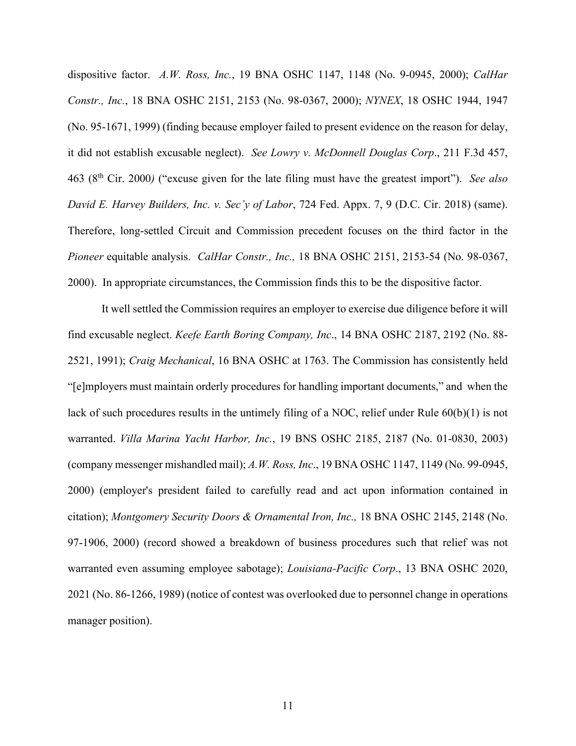dispositive factor. *A.W. Ross, Inc.*, 19 BNA OSHC 1147, 1148 (No. 9-0945, 2000); *CalHar Constr., Inc.*, 18 BNA OSHC 2151, 2153 (No. 98-0367, 2000); *NYNEX*, 18 OSHC 1944, 1947 (No. 95-1671, 1999) (finding because employer failed to present evidence on the reason for delay, it did not establish excusable neglect). *See Lowry v. McDonnell Douglas Corp*., 211 F.3d 457, 463 (8th Cir. 2000) ("excuse given for the late filing must have the greatest import"). *See also David E. Harvey Builders, Inc. v. Sec'y of Labor*, 724 Fed. Appx. 7, 9 (D.C. Cir. 2018) (same). Therefore, long-settled Circuit and Commission precedent focuses on the third factor in the *Pioneer* equitable analysis. *CalHar Constr., Inc.,* 18 BNA OSHC 2151, 2153-54 (No. 98-0367, 2000). In appropriate circumstances, the Commission finds this to be the dispositive factor.

It well settled the Commission requires an employer to exercise due diligence before it will find excusable neglect. *Keefe Earth Boring Company, Inc*., 14 BNA OSHC 2187, 2192 (No. 88-2521, 1991); *Craig Mechanical*, 16 BNA OSHC at 1763. The Commission has consistently held "[e]mployers must maintain orderly procedures for handling important documents," and when the lack of such procedures results in the untimely filing of a NOC, relief under Rule 60(b)(1) is not warranted. *Villa Marina Yacht Harbor, Inc.*, 19 BNS OSHC 2185, 2187 (No. 01-0830, 2003) (company messenger mishandled mail); *A.W. Ross, Inc*., 19 BNA OSHC 1147, 1149 (No. 99-0945, 2000) (employer's president failed to carefully read and act upon information contained in citation); *Montgomery Security Doors & Ornamental Iron, Inc.,* 18 BNA OSHC 2145, 2148 (No. 97-1906, 2000) (record showed a breakdown of business procedures such that relief was not warranted even assuming employee sabotage); *Louisiana-Pacific Corp*., 13 BNA OSHC 2020, 2021 (No. 86-1266, 1989) (notice of contest was overlooked due to personnel change in operations manager position).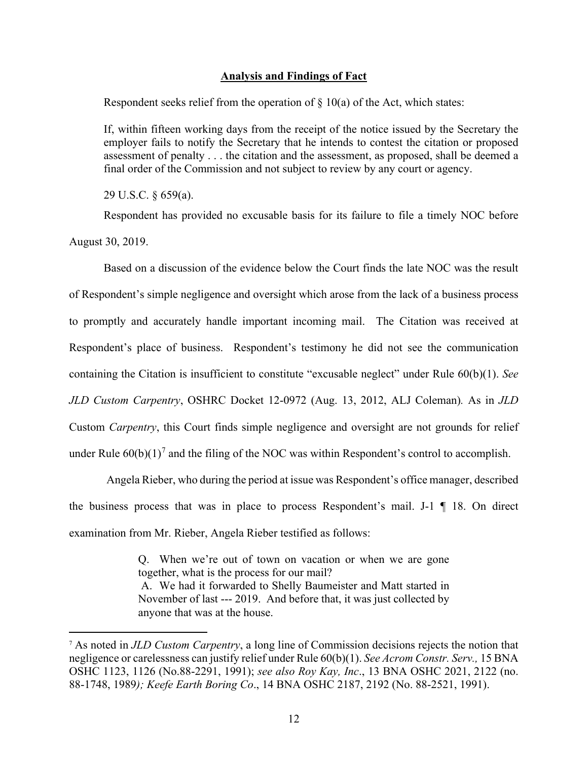**Analysis and Findings of Fact**

Respondent seeks relief from the operation of § 10(a) of the Act, which states:

> If, within fifteen working days from the receipt of the notice issued by the Secretary the employer fails to notify the Secretary that he intends to contest the citation or proposed assessment of penalty . . . the citation and the assessment, as proposed, shall be deemed a final order of the Commission and not subject to review by any court or agency.

29 U.S.C. § 659(a).

Respondent has provided no excusable basis for its failure to file a timely NOC before August 30, 2019.

Based on a discussion of the evidence below the Court finds the late NOC was the result of Respondent's simple negligence and oversight which arose from the lack of a business process to promptly and accurately handle important incoming mail. The Citation was received at Respondent's place of business. Respondent's testimony he did not see the communication containing the Citation is insufficient to constitute "excusable neglect" under Rule 60(b)(1). *See JLD Custom Carpentry*, OSHRC Docket 12-0972 (Aug. 13, 2012, ALJ Coleman). As in *JLD* Custom *Carpentry*, this Court finds simple negligence and oversight are not grounds for relief under Rule 60(b)(1)[7] and the filing of the NOC was within Respondent's control to accomplish.

Angela Rieber, who during the period at issue was Respondent's office manager, described the business process that was in place to process Respondent's mail. J-1 ¶ 18. On direct examination from Mr. Rieber, Angela Rieber testified as follows:

> Q. When we're out of town on vacation or when we are gone together, what is the process for our mail?
> A. We had it forwarded to Shelly Baumeister and Matt started in November of last --- 2019. And before that, it was just collected by anyone that was at the house.

---

[7] As noted in *JLD Custom Carpentry*, a long line of Commission decisions rejects the notion that negligence or carelessness can justify relief under Rule 60(b)(1). *See Acrom Constr. Serv.,* 15 BNA OSHC 1123, 1126 (No.88-2291, 1991); *see also Roy Kay, Inc*., 13 BNA OSHC 2021, 2122 (no. 88-1748, 1989*); Keefe Earth Boring Co*., 14 BNA OSHC 2187, 2192 (No. 88-2521, 1991).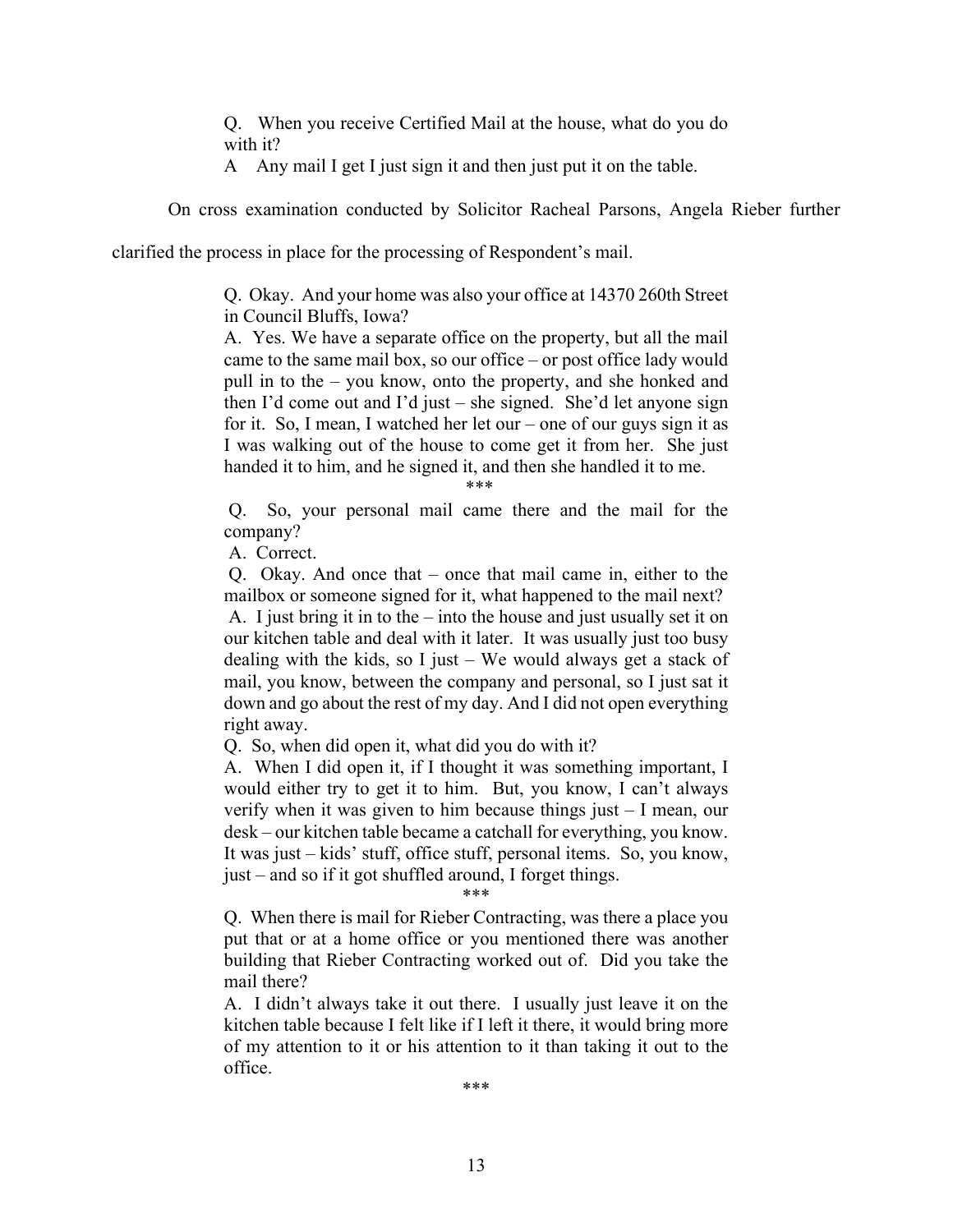> Q. When you receive Certified Mail at the house, what do you do with it?
>
> A Any mail I get I just sign it and then just put it on the table.

On cross examination conducted by Solicitor Racheal Parsons, Angela Rieber further clarified the process in place for the processing of Respondent's mail.

> Q. Okay. And your home was also your office at 14370 260th Street in Council Bluffs, Iowa?
>
> A. Yes. We have a separate office on the property, but all the mail came to the same mail box, so our office – or post office lady would pull in to the – you know, onto the property, and she honked and then I'd come out and I'd just – she signed. She'd let anyone sign for it. So, I mean, I watched her let our – one of our guys sign it as I was walking out of the house to come get it from her. She just handed it to him, and he signed it, and then she handled it to me.
>
> \*\*\*
>
> Q. So, your personal mail came there and the mail for the company?
>
> A. Correct.
>
> Q. Okay. And once that – once that mail came in, either to the mailbox or someone signed for it, what happened to the mail next?
>
> A. I just bring it in to the – into the house and just usually set it on our kitchen table and deal with it later. It was usually just too busy dealing with the kids, so I just – We would always get a stack of mail, you know, between the company and personal, so I just sat it down and go about the rest of my day. And I did not open everything right away.
>
> Q. So, when did open it, what did you do with it?
>
> A. When I did open it, if I thought it was something important, I would either try to get it to him. But, you know, I can't always verify when it was given to him because things just – I mean, our desk – our kitchen table became a catchall for everything, you know. It was just – kids' stuff, office stuff, personal items. So, you know, just – and so if it got shuffled around, I forget things.
>
> \*\*\*
>
> Q. When there is mail for Rieber Contracting, was there a place you put that or at a home office or you mentioned there was another building that Rieber Contracting worked out of. Did you take the mail there?
>
> A. I didn't always take it out there. I usually just leave it on the kitchen table because I felt like if I left it there, it would bring more of my attention to it or his attention to it than taking it out to the office.
>
> \*\*\*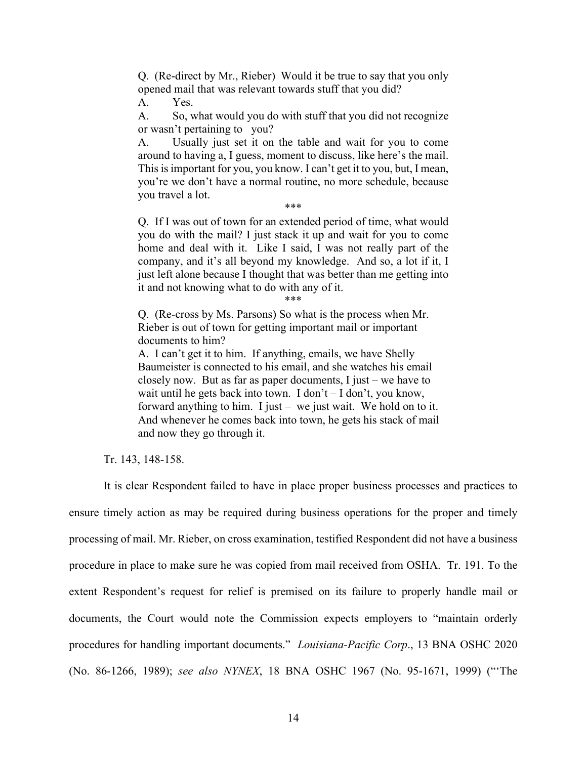> Q. (Re-direct by Mr., Rieber) Would it be true to say that you only opened mail that was relevant towards stuff that you did?
>
> A. Yes.
>
> A. So, what would you do with stuff that you did not recognize or wasn't pertaining to you?
>
> A. Usually just set it on the table and wait for you to come around to having a, I guess, moment to discuss, like here's the mail. This is important for you, you know. I can't get it to you, but, I mean, you're we don't have a normal routine, no more schedule, because you travel a lot.
>
> \*\*\*
>
> Q. If I was out of town for an extended period of time, what would you do with the mail? I just stack it up and wait for you to come home and deal with it. Like I said, I was not really part of the company, and it's all beyond my knowledge. And so, a lot if it, I just left alone because I thought that was better than me getting into it and not knowing what to do with any of it.
>
> \*\*\*
>
> Q. (Re-cross by Ms. Parsons) So what is the process when Mr. Rieber is out of town for getting important mail or important documents to him?
>
> A. I can't get it to him. If anything, emails, we have Shelly Baumeister is connected to his email, and she watches his email closely now. But as far as paper documents, I just – we have to wait until he gets back into town. I don't – I don't, you know, forward anything to him. I just – we just wait. We hold on to it. And whenever he comes back into town, he gets his stack of mail and now they go through it.

Tr. 143, 148-158.

It is clear Respondent failed to have in place proper business processes and practices to ensure timely action as may be required during business operations for the proper and timely processing of mail. Mr. Rieber, on cross examination, testified Respondent did not have a business procedure in place to make sure he was copied from mail received from OSHA. Tr. 191. To the extent Respondent's request for relief is premised on its failure to properly handle mail or documents, the Court would note the Commission expects employers to "maintain orderly procedures for handling important documents." *Louisiana-Pacific Corp*., 13 BNA OSHC 2020 (No. 86-1266, 1989); *see also NYNEX*, 18 BNA OSHC 1967 (No. 95-1671, 1999) ("'The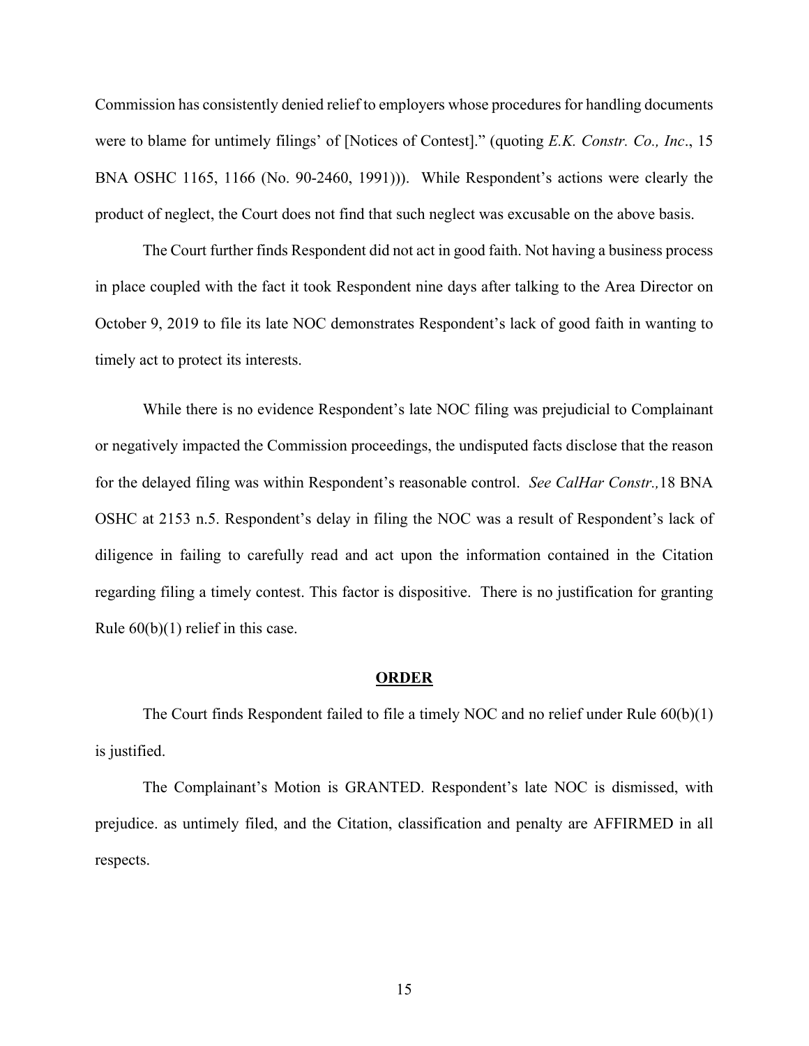Commission has consistently denied relief to employers whose procedures for handling documents were to blame for untimely filings' of [Notices of Contest]." (quoting *E.K. Constr. Co., Inc*., 15 BNA OSHC 1165, 1166 (No. 90-2460, 1991))). While Respondent's actions were clearly the product of neglect, the Court does not find that such neglect was excusable on the above basis.

The Court further finds Respondent did not act in good faith. Not having a business process in place coupled with the fact it took Respondent nine days after talking to the Area Director on October 9, 2019 to file its late NOC demonstrates Respondent's lack of good faith in wanting to timely act to protect its interests.

While there is no evidence Respondent's late NOC filing was prejudicial to Complainant or negatively impacted the Commission proceedings, the undisputed facts disclose that the reason for the delayed filing was within Respondent's reasonable control. *See CalHar Constr.,*18 BNA OSHC at 2153 n.5. Respondent's delay in filing the NOC was a result of Respondent's lack of diligence in failing to carefully read and act upon the information contained in the Citation regarding filing a timely contest. This factor is dispositive. There is no justification for granting Rule 60(b)(1) relief in this case.

## **ORDER**

The Court finds Respondent failed to file a timely NOC and no relief under Rule 60(b)(1) is justified.

The Complainant's Motion is GRANTED. Respondent's late NOC is dismissed, with prejudice. as untimely filed, and the Citation, classification and penalty are AFFIRMED in all respects.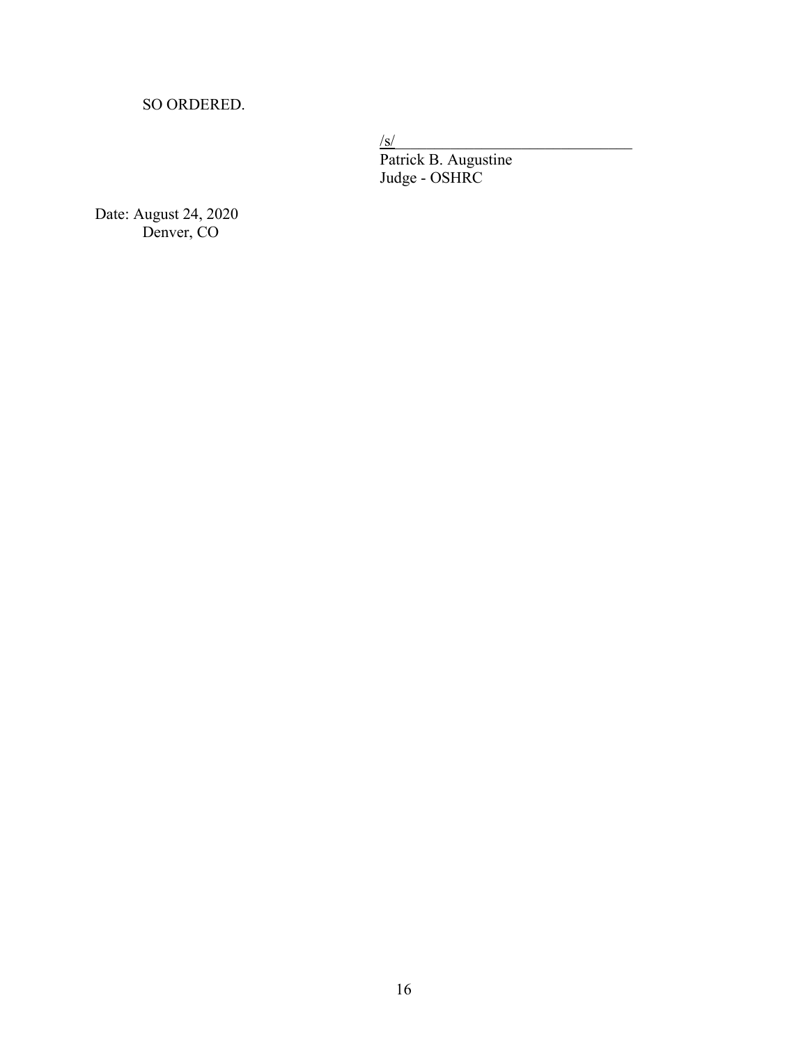SO ORDERED.

/s/
Patrick B. Augustine
Judge - OSHRC

Date: August 24, 2020
Denver, CO